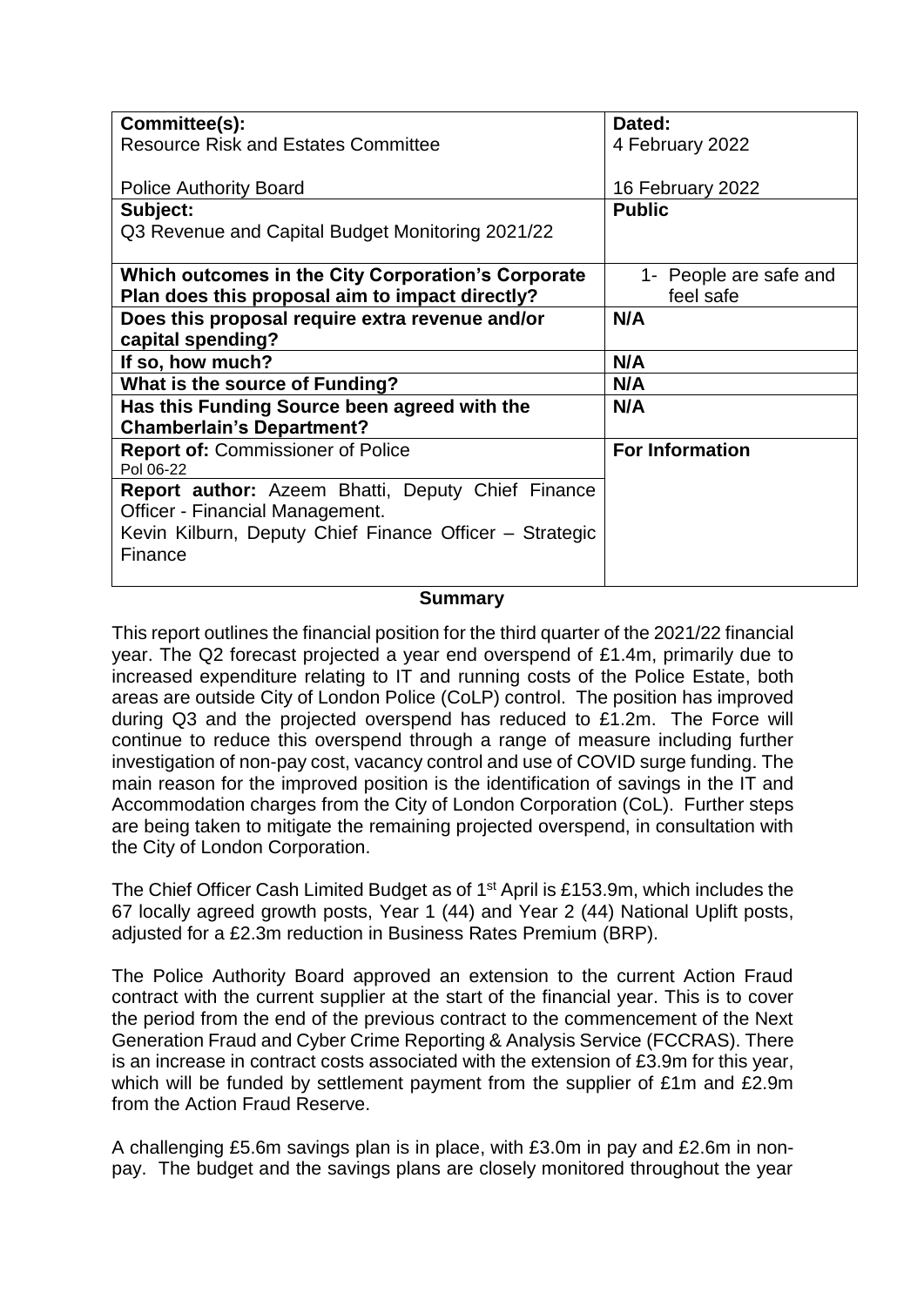| Committee(s): | Dated: |
|---|---|
| Resource Risk and Estates Committee | 4 February 2022 |
| Police Authority Board | 16 February 2022 |
| **Subject:** Q3 Revenue and Capital Budget Monitoring 2021/22 | **Public** |
| **Which outcomes in the City Corporation's Corporate Plan does this proposal aim to impact directly?** | 1- People are safe and feel safe |
| **Does this proposal require extra revenue and/or capital spending?** | **N/A** |
| **If so, how much?** | **N/A** |
| **What is the source of Funding?** | **N/A** |
| **Has this Funding Source been agreed with the Chamberlain's Department?** | **N/A** |
| **Report of:** Commissioner of Police<br>Pol 06-22 | **For Information** |
| **Report author:** Azeem Bhatti, Deputy Chief Finance Officer - Financial Management.<br>Kevin Kilburn, Deputy Chief Finance Officer – Strategic Finance | |

## Summary

This report outlines the financial position for the third quarter of the 2021/22 financial year. The Q2 forecast projected a year end overspend of £1.4m, primarily due to increased expenditure relating to IT and running costs of the Police Estate, both areas are outside City of London Police (CoLP) control. The position has improved during Q3 and the projected overspend has reduced to £1.2m. The Force will continue to reduce this overspend through a range of measure including further investigation of non-pay cost, vacancy control and use of COVID surge funding. The main reason for the improved position is the identification of savings in the IT and Accommodation charges from the City of London Corporation (CoL). Further steps are being taken to mitigate the remaining projected overspend, in consultation with the City of London Corporation.

The Chief Officer Cash Limited Budget as of 1st April is £153.9m, which includes the 67 locally agreed growth posts, Year 1 (44) and Year 2 (44) National Uplift posts, adjusted for a £2.3m reduction in Business Rates Premium (BRP).

The Police Authority Board approved an extension to the current Action Fraud contract with the current supplier at the start of the financial year. This is to cover the period from the end of the previous contract to the commencement of the Next Generation Fraud and Cyber Crime Reporting & Analysis Service (FCCRAS). There is an increase in contract costs associated with the extension of £3.9m for this year, which will be funded by settlement payment from the supplier of £1m and £2.9m from the Action Fraud Reserve.

A challenging £5.6m savings plan is in place, with £3.0m in pay and £2.6m in non-pay. The budget and the savings plans are closely monitored throughout the year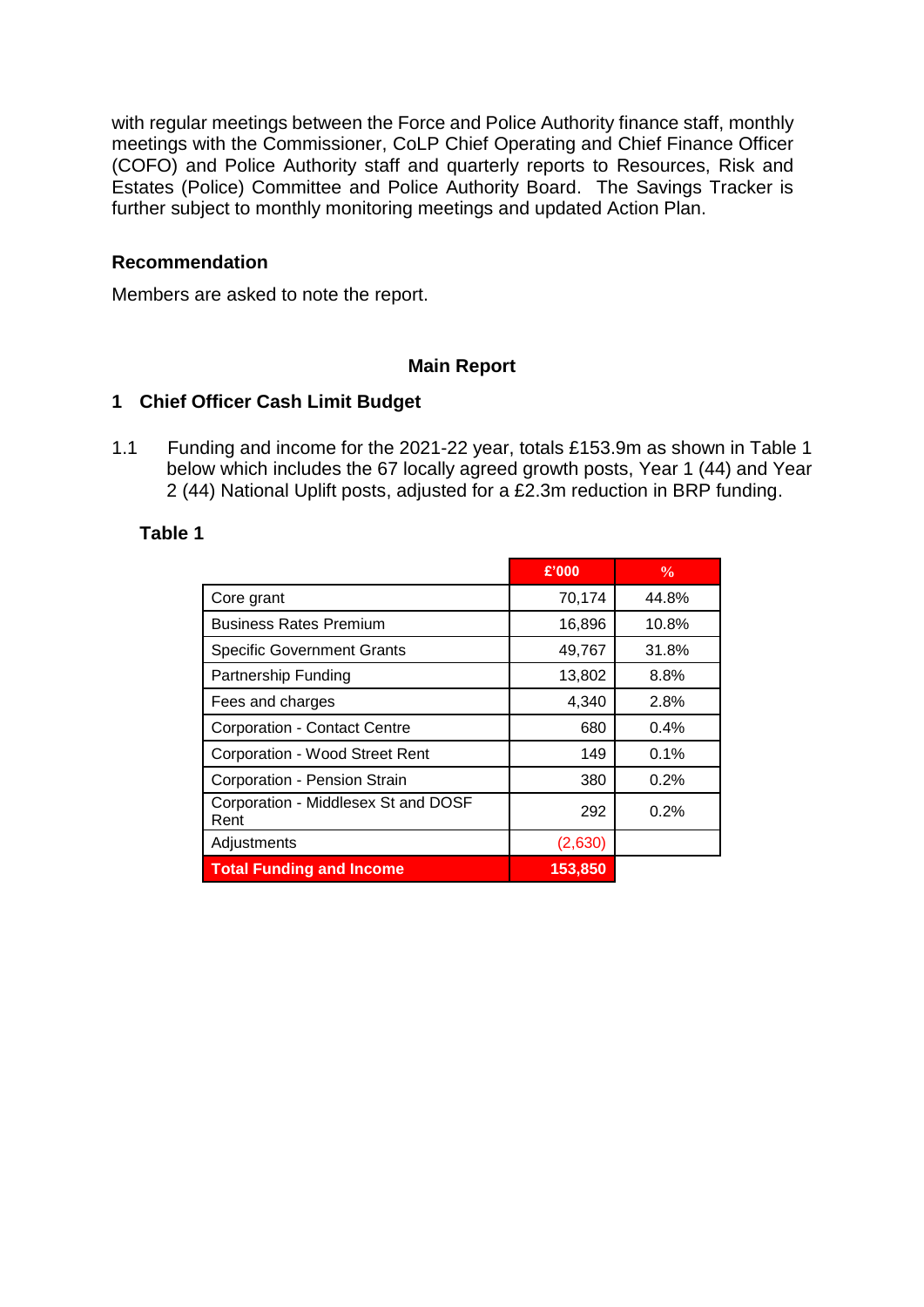with regular meetings between the Force and Police Authority finance staff, monthly meetings with the Commissioner, CoLP Chief Operating and Chief Finance Officer (COFO) and Police Authority staff and quarterly reports to Resources, Risk and Estates (Police) Committee and Police Authority Board. The Savings Tracker is further subject to monthly monitoring meetings and updated Action Plan.

**Recommendation**

Members are asked to note the report.

## Main Report

### 1 Chief Officer Cash Limit Budget

1.1 Funding and income for the 2021-22 year, totals £153.9m as shown in Table 1 below which includes the 67 locally agreed growth posts, Year 1 (44) and Year 2 (44) National Uplift posts, adjusted for a £2.3m reduction in BRP funding.

**Table 1**

| | £'000 | % |
|---|---|---|
| Core grant | 70,174 | 44.8% |
| Business Rates Premium | 16,896 | 10.8% |
| Specific Government Grants | 49,767 | 31.8% |
| Partnership Funding | 13,802 | 8.8% |
| Fees and charges | 4,340 | 2.8% |
| Corporation - Contact Centre | 680 | 0.4% |
| Corporation - Wood Street Rent | 149 | 0.1% |
| Corporation - Pension Strain | 380 | 0.2% |
| Corporation - Middlesex St and DOSF Rent | 292 | 0.2% |
| Adjustments | (2,630) | |
| **Total Funding and Income** | **153,850** | |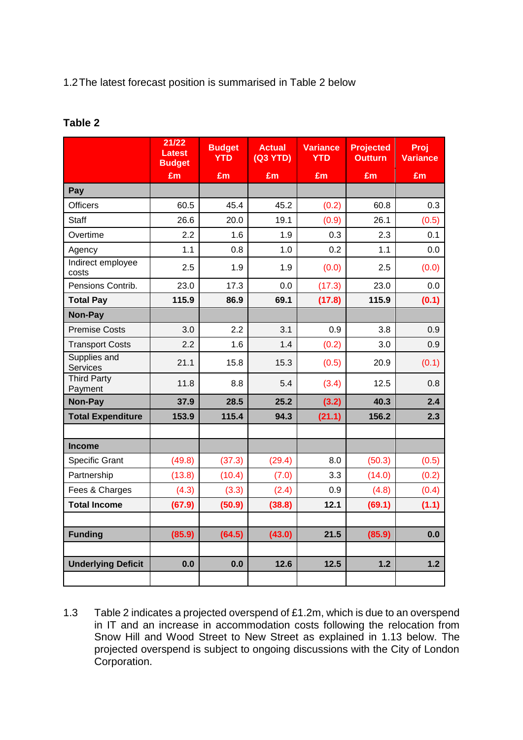1.2 The latest forecast position is summarised in Table 2 below

**Table 2**

| | 21/22 Latest Budget £m | Budget YTD £m | Actual (Q3 YTD) £m | Variance YTD £m | Projected Outturn £m | Proj Variance £m |
|---|---|---|---|---|---|---|
| **Pay** | | | | | | |
| Officers | 60.5 | 45.4 | 45.2 | (0.2) | 60.8 | 0.3 |
| Staff | 26.6 | 20.0 | 19.1 | (0.9) | 26.1 | (0.5) |
| Overtime | 2.2 | 1.6 | 1.9 | 0.3 | 2.3 | 0.1 |
| Agency | 1.1 | 0.8 | 1.0 | 0.2 | 1.1 | 0.0 |
| Indirect employee costs | 2.5 | 1.9 | 1.9 | (0.0) | 2.5 | (0.0) |
| Pensions Contrib. | 23.0 | 17.3 | 0.0 | (17.3) | 23.0 | 0.0 |
| **Total Pay** | **115.9** | **86.9** | **69.1** | **(17.8)** | **115.9** | **(0.1)** |
| **Non-Pay** | | | | | | |
| Premise Costs | 3.0 | 2.2 | 3.1 | 0.9 | 3.8 | 0.9 |
| Transport Costs | 2.2 | 1.6 | 1.4 | (0.2) | 3.0 | 0.9 |
| Supplies and Services | 21.1 | 15.8 | 15.3 | (0.5) | 20.9 | (0.1) |
| Third Party Payment | 11.8 | 8.8 | 5.4 | (3.4) | 12.5 | 0.8 |
| **Non-Pay** | **37.9** | **28.5** | **25.2** | **(3.2)** | **40.3** | **2.4** |
| **Total Expenditure** | **153.9** | **115.4** | **94.3** | **(21.1)** | **156.2** | **2.3** |
| | | | | | | |
| **Income** | | | | | | |
| Specific Grant | (49.8) | (37.3) | (29.4) | 8.0 | (50.3) | (0.5) |
| Partnership | (13.8) | (10.4) | (7.0) | 3.3 | (14.0) | (0.2) |
| Fees & Charges | (4.3) | (3.3) | (2.4) | 0.9 | (4.8) | (0.4) |
| **Total Income** | **(67.9)** | **(50.9)** | **(38.8)** | **12.1** | **(69.1)** | **(1.1)** |
| | | | | | | |
| **Funding** | **(85.9)** | **(64.5)** | **(43.0)** | **21.5** | **(85.9)** | **0.0** |
| | | | | | | |
| **Underlying Deficit** | **0.0** | **0.0** | **12.6** | **12.5** | **1.2** | **1.2** |
| | | | | | | |

1.3 Table 2 indicates a projected overspend of £1.2m, which is due to an overspend in IT and an increase in accommodation costs following the relocation from Snow Hill and Wood Street to New Street as explained in 1.13 below. The projected overspend is subject to ongoing discussions with the City of London Corporation.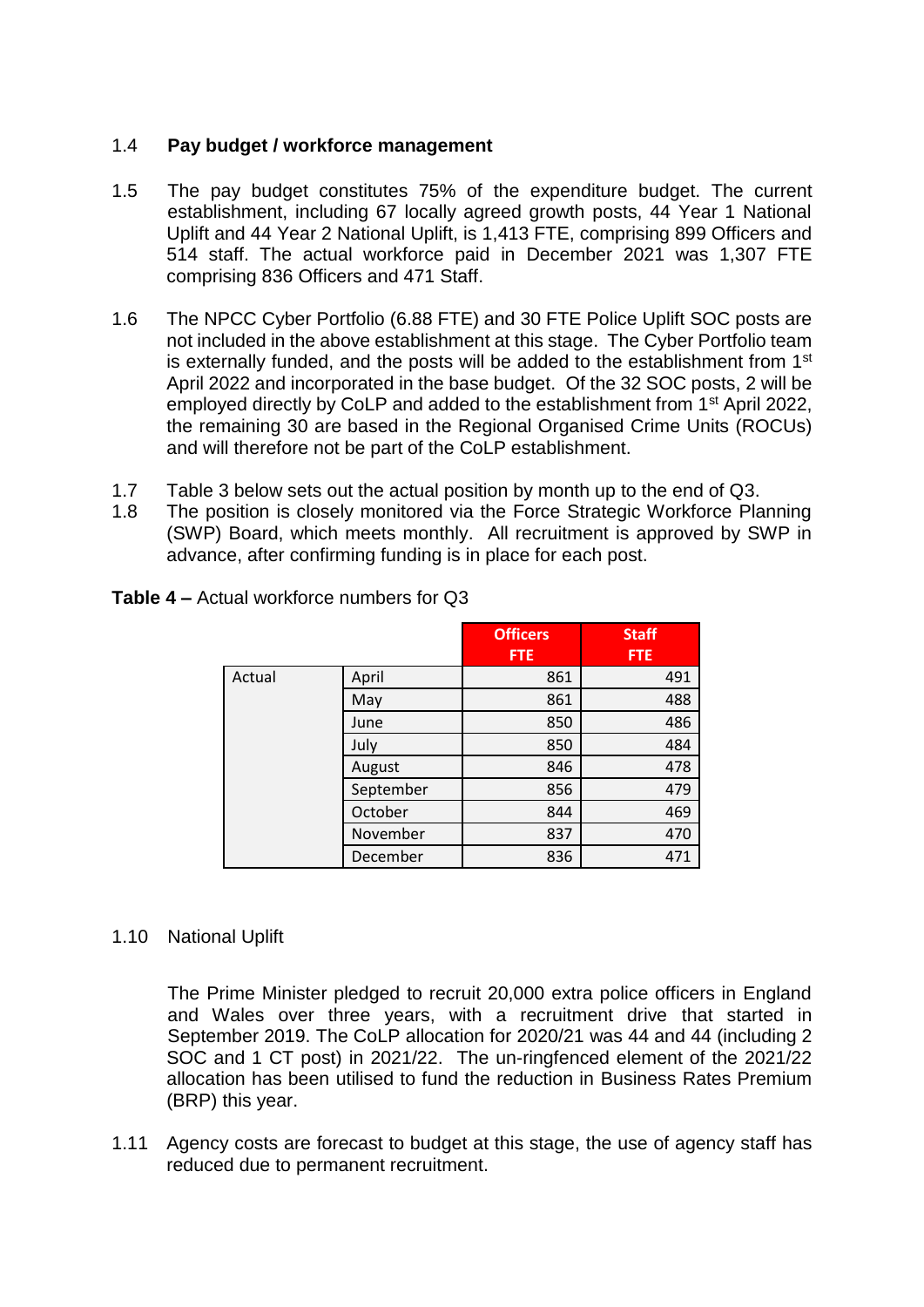1.4 **Pay budget / workforce management**

1.5 The pay budget constitutes 75% of the expenditure budget. The current establishment, including 67 locally agreed growth posts, 44 Year 1 National Uplift and 44 Year 2 National Uplift, is 1,413 FTE, comprising 899 Officers and 514 staff. The actual workforce paid in December 2021 was 1,307 FTE comprising 836 Officers and 471 Staff.

1.6 The NPCC Cyber Portfolio (6.88 FTE) and 30 FTE Police Uplift SOC posts are not included in the above establishment at this stage. The Cyber Portfolio team is externally funded, and the posts will be added to the establishment from 1st April 2022 and incorporated in the base budget. Of the 32 SOC posts, 2 will be employed directly by CoLP and added to the establishment from 1st April 2022, the remaining 30 are based in the Regional Organised Crime Units (ROCUs) and will therefore not be part of the CoLP establishment.

1.7 Table 3 below sets out the actual position by month up to the end of Q3.

1.8 The position is closely monitored via the Force Strategic Workforce Planning (SWP) Board, which meets monthly. All recruitment is approved by SWP in advance, after confirming funding is in place for each post.

**Table 4 –** Actual workforce numbers for Q3

| | | Officers FTE | Staff FTE |
|---|---|---|---|
| Actual | April | 861 | 491 |
| | May | 861 | 488 |
| | June | 850 | 486 |
| | July | 850 | 484 |
| | August | 846 | 478 |
| | September | 856 | 479 |
| | October | 844 | 469 |
| | November | 837 | 470 |
| | December | 836 | 471 |

1.10 National Uplift

The Prime Minister pledged to recruit 20,000 extra police officers in England and Wales over three years, with a recruitment drive that started in September 2019. The CoLP allocation for 2020/21 was 44 and 44 (including 2 SOC and 1 CT post) in 2021/22. The un-ringfenced element of the 2021/22 allocation has been utilised to fund the reduction in Business Rates Premium (BRP) this year.

1.11 Agency costs are forecast to budget at this stage, the use of agency staff has reduced due to permanent recruitment.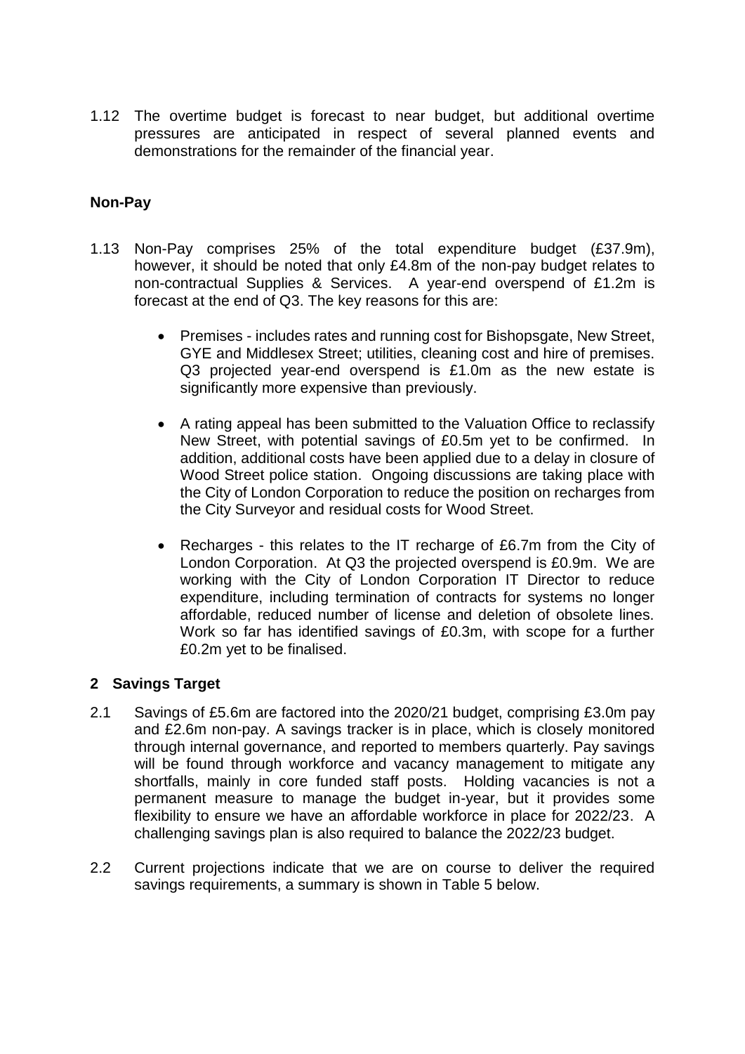1.12 The overtime budget is forecast to near budget, but additional overtime pressures are anticipated in respect of several planned events and demonstrations for the remainder of the financial year.

### Non-Pay

1.13 Non-Pay comprises 25% of the total expenditure budget (£37.9m), however, it should be noted that only £4.8m of the non-pay budget relates to non-contractual Supplies & Services. A year-end overspend of £1.2m is forecast at the end of Q3. The key reasons for this are:

- Premises - includes rates and running cost for Bishopsgate, New Street, GYE and Middlesex Street; utilities, cleaning cost and hire of premises. Q3 projected year-end overspend is £1.0m as the new estate is significantly more expensive than previously.

- A rating appeal has been submitted to the Valuation Office to reclassify New Street, with potential savings of £0.5m yet to be confirmed. In addition, additional costs have been applied due to a delay in closure of Wood Street police station. Ongoing discussions are taking place with the City of London Corporation to reduce the position on recharges from the City Surveyor and residual costs for Wood Street.

- Recharges - this relates to the IT recharge of £6.7m from the City of London Corporation. At Q3 the projected overspend is £0.9m. We are working with the City of London Corporation IT Director to reduce expenditure, including termination of contracts for systems no longer affordable, reduced number of license and deletion of obsolete lines. Work so far has identified savings of £0.3m, with scope for a further £0.2m yet to be finalised.

## 2 Savings Target

2.1 Savings of £5.6m are factored into the 2020/21 budget, comprising £3.0m pay and £2.6m non-pay. A savings tracker is in place, which is closely monitored through internal governance, and reported to members quarterly. Pay savings will be found through workforce and vacancy management to mitigate any shortfalls, mainly in core funded staff posts. Holding vacancies is not a permanent measure to manage the budget in-year, but it provides some flexibility to ensure we have an affordable workforce in place for 2022/23. A challenging savings plan is also required to balance the 2022/23 budget.

2.2 Current projections indicate that we are on course to deliver the required savings requirements, a summary is shown in Table 5 below.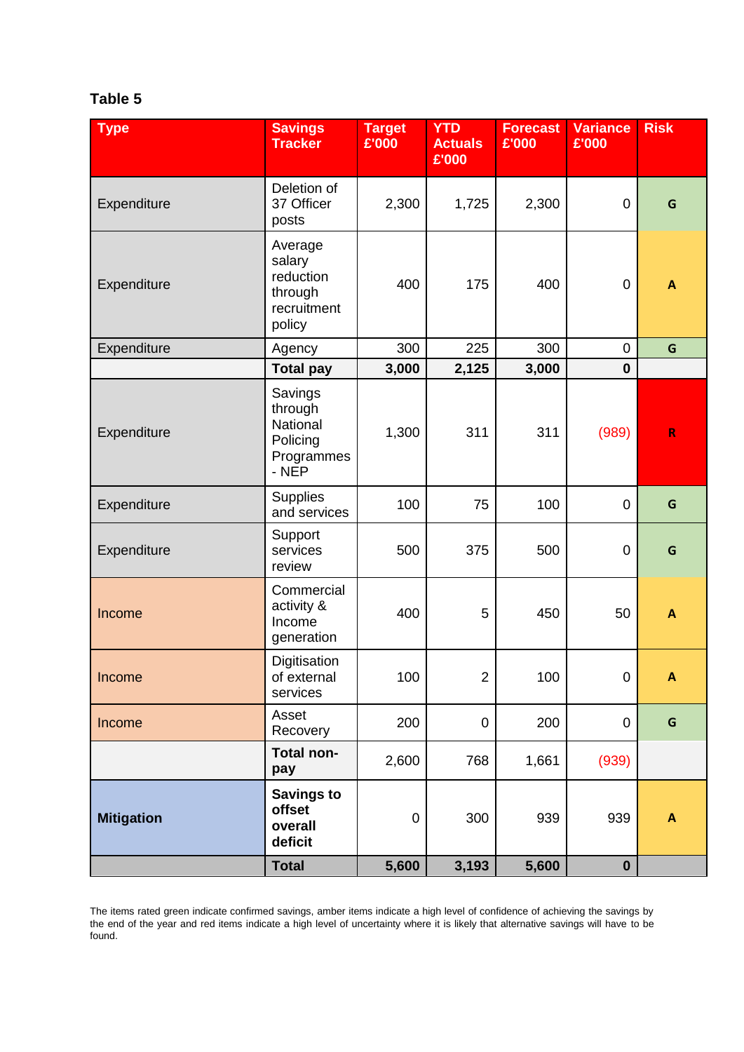**Table 5**

| Type | Savings Tracker | Target £'000 | YTD Actuals £'000 | Forecast £'000 | Variance £'000 | Risk |
|---|---|---|---|---|---|---|
| Expenditure | Deletion of 37 Officer posts | 2,300 | 1,725 | 2,300 | 0 | G |
| Expenditure | Average salary reduction through recruitment policy | 400 | 175 | 400 | 0 | A |
| Expenditure | Agency | 300 | 225 | 300 | 0 | G |
| | **Total pay** | **3,000** | **2,125** | **3,000** | **0** | |
| Expenditure | Savings through National Policing Programmes - NEP | 1,300 | 311 | 311 | (989) | R |
| Expenditure | Supplies and services | 100 | 75 | 100 | 0 | G |
| Expenditure | Support services review | 500 | 375 | 500 | 0 | G |
| Income | Commercial activity & Income generation | 400 | 5 | 450 | 50 | A |
| Income | Digitisation of external services | 100 | 2 | 100 | 0 | A |
| Income | Asset Recovery | 200 | 0 | 200 | 0 | G |
| | **Total non-pay** | 2,600 | 768 | 1,661 | (939) | |
| **Mitigation** | **Savings to offset overall deficit** | 0 | 300 | 939 | 939 | A |
| | **Total** | **5,600** | **3,193** | **5,600** | **0** | |

The items rated green indicate confirmed savings, amber items indicate a high level of confidence of achieving the savings by the end of the year and red items indicate a high level of uncertainty where it is likely that alternative savings will have to be found.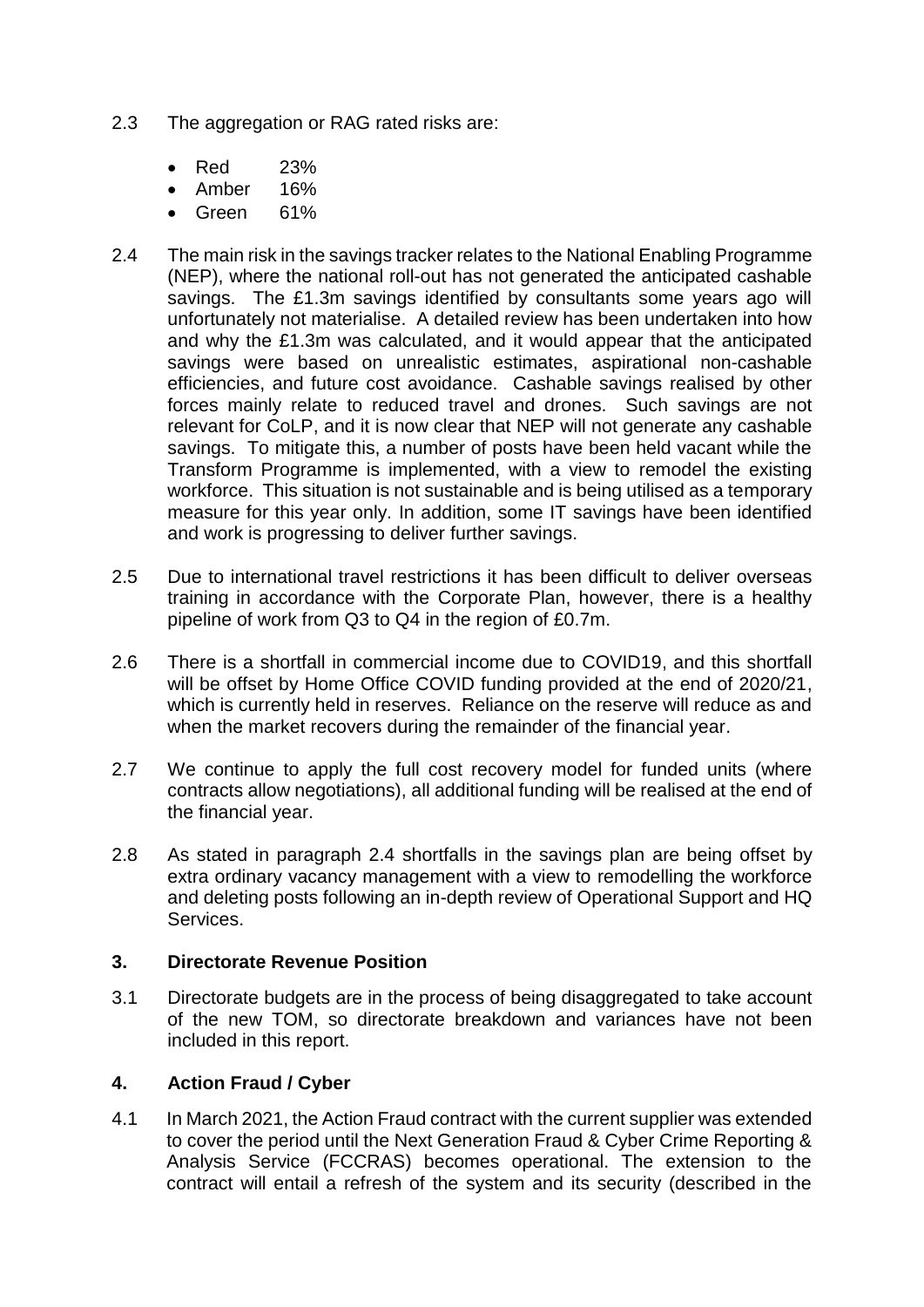2.3 The aggregation or RAG rated risks are:

- Red 23%
- Amber 16%
- Green 61%

2.4 The main risk in the savings tracker relates to the National Enabling Programme (NEP), where the national roll-out has not generated the anticipated cashable savings. The £1.3m savings identified by consultants some years ago will unfortunately not materialise. A detailed review has been undertaken into how and why the £1.3m was calculated, and it would appear that the anticipated savings were based on unrealistic estimates, aspirational non-cashable efficiencies, and future cost avoidance. Cashable savings realised by other forces mainly relate to reduced travel and drones. Such savings are not relevant for CoLP, and it is now clear that NEP will not generate any cashable savings. To mitigate this, a number of posts have been held vacant while the Transform Programme is implemented, with a view to remodel the existing workforce. This situation is not sustainable and is being utilised as a temporary measure for this year only. In addition, some IT savings have been identified and work is progressing to deliver further savings.

2.5 Due to international travel restrictions it has been difficult to deliver overseas training in accordance with the Corporate Plan, however, there is a healthy pipeline of work from Q3 to Q4 in the region of £0.7m.

2.6 There is a shortfall in commercial income due to COVID19, and this shortfall will be offset by Home Office COVID funding provided at the end of 2020/21, which is currently held in reserves. Reliance on the reserve will reduce as and when the market recovers during the remainder of the financial year.

2.7 We continue to apply the full cost recovery model for funded units (where contracts allow negotiations), all additional funding will be realised at the end of the financial year.

2.8 As stated in paragraph 2.4 shortfalls in the savings plan are being offset by extra ordinary vacancy management with a view to remodelling the workforce and deleting posts following an in-depth review of Operational Support and HQ Services.

## 3. Directorate Revenue Position

3.1 Directorate budgets are in the process of being disaggregated to take account of the new TOM, so directorate breakdown and variances have not been included in this report.

## 4. Action Fraud / Cyber

4.1 In March 2021, the Action Fraud contract with the current supplier was extended to cover the period until the Next Generation Fraud & Cyber Crime Reporting & Analysis Service (FCCRAS) becomes operational. The extension to the contract will entail a refresh of the system and its security (described in the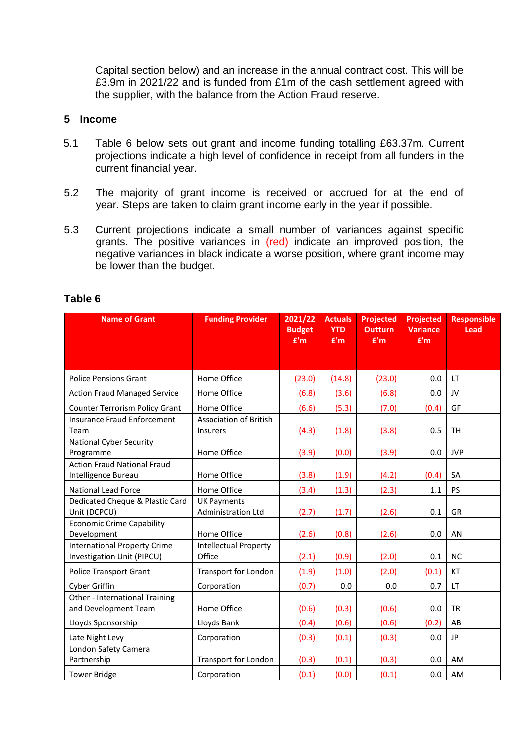Capital section below) and an increase in the annual contract cost. This will be £3.9m in 2021/22 and is funded from £1m of the cash settlement agreed with the supplier, with the balance from the Action Fraud reserve.

## 5 Income

5.1 Table 6 below sets out grant and income funding totalling £63.37m. Current projections indicate a high level of confidence in receipt from all funders in the current financial year.

5.2 The majority of grant income is received or accrued for at the end of year. Steps are taken to claim grant income early in the year if possible.

5.3 Current projections indicate a small number of variances against specific grants. The positive variances in (red) indicate an improved position, the negative variances in black indicate a worse position, where grant income may be lower than the budget.

### Table 6

| Name of Grant | Funding Provider | 2021/22 Budget £'m | Actuals YTD £'m | Projected Outturn £'m | Projected Variance £'m | Responsible Lead |
|---|---|---|---|---|---|---|
| Police Pensions Grant | Home Office | (23.0) | (14.8) | (23.0) | 0.0 | LT |
| Action Fraud Managed Service | Home Office | (6.8) | (3.6) | (6.8) | 0.0 | JV |
| Counter Terrorism Policy Grant | Home Office | (6.6) | (5.3) | (7.0) | (0.4) | GF |
| Insurance Fraud Enforcement Team | Association of British Insurers | (4.3) | (1.8) | (3.8) | 0.5 | TH |
| National Cyber Security Programme | Home Office | (3.9) | (0.0) | (3.9) | 0.0 | JVP |
| Action Fraud National Fraud Intelligence Bureau | Home Office | (3.8) | (1.9) | (4.2) | (0.4) | SA |
| National Lead Force | Home Office | (3.4) | (1.3) | (2.3) | 1.1 | PS |
| Dedicated Cheque & Plastic Card Unit (DCPCU) | UK Payments Administration Ltd | (2.7) | (1.7) | (2.6) | 0.1 | GR |
| Economic Crime Capability Development | Home Office | (2.6) | (0.8) | (2.6) | 0.0 | AN |
| International Property Crime Investigation Unit (PIPCU) | Intellectual Property Office | (2.1) | (0.9) | (2.0) | 0.1 | NC |
| Police Transport Grant | Transport for London | (1.9) | (1.0) | (2.0) | (0.1) | KT |
| Cyber Griffin | Corporation | (0.7) | 0.0 | 0.0 | 0.7 | LT |
| Other - International Training and Development Team | Home Office | (0.6) | (0.3) | (0.6) | 0.0 | TR |
| Lloyds Sponsorship | Lloyds Bank | (0.4) | (0.6) | (0.6) | (0.2) | AB |
| Late Night Levy | Corporation | (0.3) | (0.1) | (0.3) | 0.0 | JP |
| London Safety Camera Partnership | Transport for London | (0.3) | (0.1) | (0.3) | 0.0 | AM |
| Tower Bridge | Corporation | (0.1) | (0.0) | (0.1) | 0.0 | AM |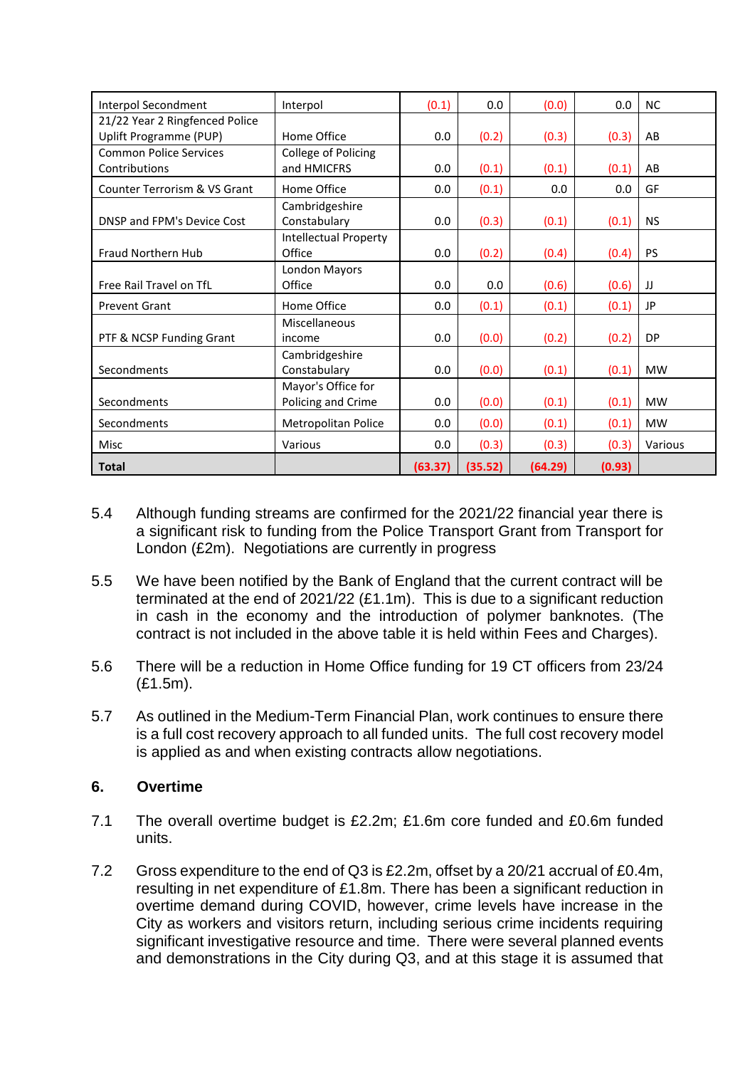| Interpol Secondment | Interpol | (0.1) | 0.0 | (0.0) | 0.0 | NC |
|---|---|---|---|---|---|---|
| 21/22 Year 2 Ringfenced Police Uplift Programme (PUP) | Home Office | 0.0 | (0.2) | (0.3) | (0.3) | AB |
| Common Police Services Contributions | College of Policing and HMICFRS | 0.0 | (0.1) | (0.1) | (0.1) | AB |
| Counter Terrorism & VS Grant | Home Office | 0.0 | (0.1) | 0.0 | 0.0 | GF |
| DNSP and FPM's Device Cost | Cambridgeshire Constabulary | 0.0 | (0.3) | (0.1) | (0.1) | NS |
| Fraud Northern Hub | Intellectual Property Office | 0.0 | (0.2) | (0.4) | (0.4) | PS |
| Free Rail Travel on TfL | London Mayors Office | 0.0 | 0.0 | (0.6) | (0.6) | JJ |
| Prevent Grant | Home Office | 0.0 | (0.1) | (0.1) | (0.1) | JP |
| PTF & NCSP Funding Grant | Miscellaneous income | 0.0 | (0.0) | (0.2) | (0.2) | DP |
| Secondments | Cambridgeshire Constabulary | 0.0 | (0.0) | (0.1) | (0.1) | MW |
| Secondments | Mayor's Office for Policing and Crime | 0.0 | (0.0) | (0.1) | (0.1) | MW |
| Secondments | Metropolitan Police | 0.0 | (0.0) | (0.1) | (0.1) | MW |
| Misc | Various | 0.0 | (0.3) | (0.3) | (0.3) | Various |
| **Total** | | **(63.37)** | **(35.52)** | **(64.29)** | **(0.93)** | |

5.4 Although funding streams are confirmed for the 2021/22 financial year there is a significant risk to funding from the Police Transport Grant from Transport for London (£2m). Negotiations are currently in progress

5.5 We have been notified by the Bank of England that the current contract will be terminated at the end of 2021/22 (£1.1m). This is due to a significant reduction in cash in the economy and the introduction of polymer banknotes. (The contract is not included in the above table it is held within Fees and Charges).

5.6 There will be a reduction in Home Office funding for 19 CT officers from 23/24 (£1.5m).

5.7 As outlined in the Medium-Term Financial Plan, work continues to ensure there is a full cost recovery approach to all funded units. The full cost recovery model is applied as and when existing contracts allow negotiations.

## 6. Overtime

7.1 The overall overtime budget is £2.2m; £1.6m core funded and £0.6m funded units.

7.2 Gross expenditure to the end of Q3 is £2.2m, offset by a 20/21 accrual of £0.4m, resulting in net expenditure of £1.8m. There has been a significant reduction in overtime demand during COVID, however, crime levels have increase in the City as workers and visitors return, including serious crime incidents requiring significant investigative resource and time. There were several planned events and demonstrations in the City during Q3, and at this stage it is assumed that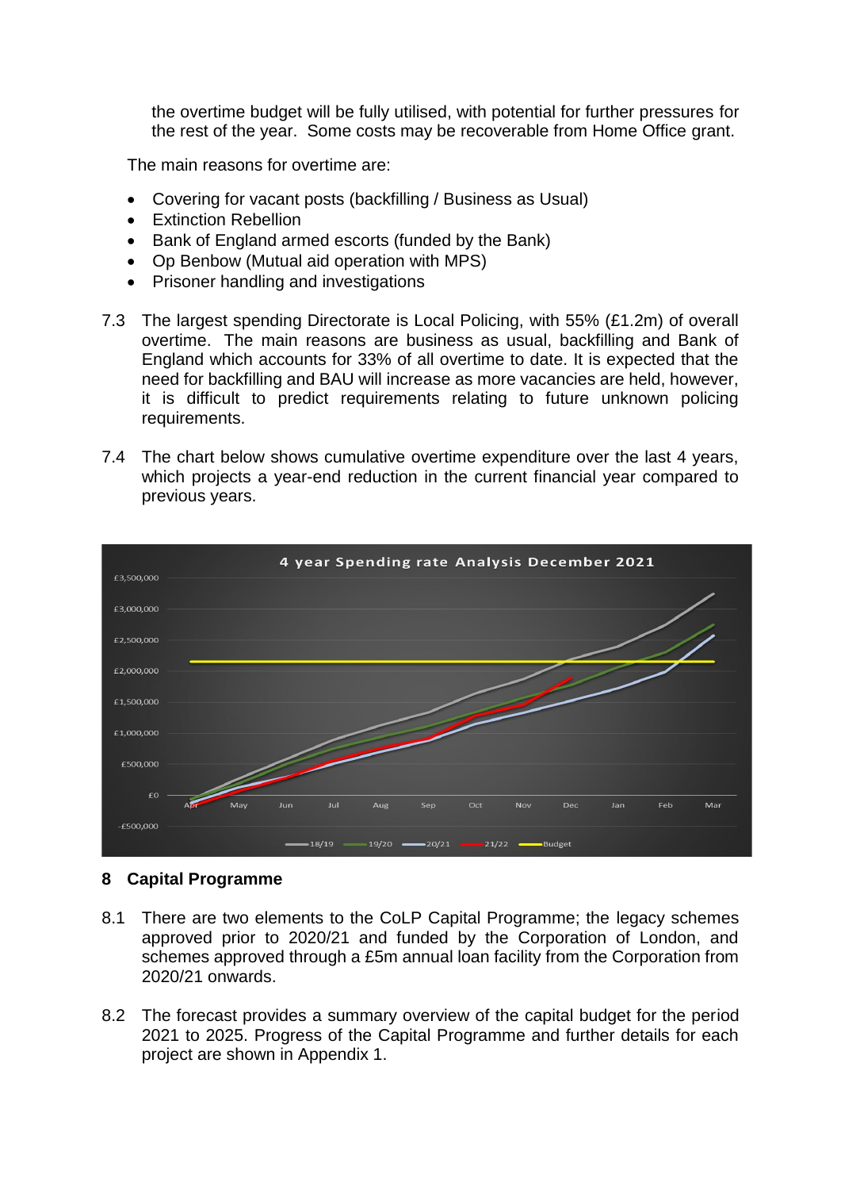the overtime budget will be fully utilised, with potential for further pressures for the rest of the year. Some costs may be recoverable from Home Office grant.

The main reasons for overtime are:

- Covering for vacant posts (backfilling / Business as Usual)
- Extinction Rebellion
- Bank of England armed escorts (funded by the Bank)
- Op Benbow (Mutual aid operation with MPS)
- Prisoner handling and investigations

7.3 The largest spending Directorate is Local Policing, with 55% (£1.2m) of overall overtime. The main reasons are business as usual, backfilling and Bank of England which accounts for 33% of all overtime to date. It is expected that the need for backfilling and BAU will increase as more vacancies are held, however, it is difficult to predict requirements relating to future unknown policing requirements.

7.4 The chart below shows cumulative overtime expenditure over the last 4 years, which projects a year-end reduction in the current financial year compared to previous years.

4 year Spending rate Analysis December 2021

## 8 Capital Programme

8.1 There are two elements to the CoLP Capital Programme; the legacy schemes approved prior to 2020/21 and funded by the Corporation of London, and schemes approved through a £5m annual loan facility from the Corporation from 2020/21 onwards.

8.2 The forecast provides a summary overview of the capital budget for the period 2021 to 2025. Progress of the Capital Programme and further details for each project are shown in Appendix 1.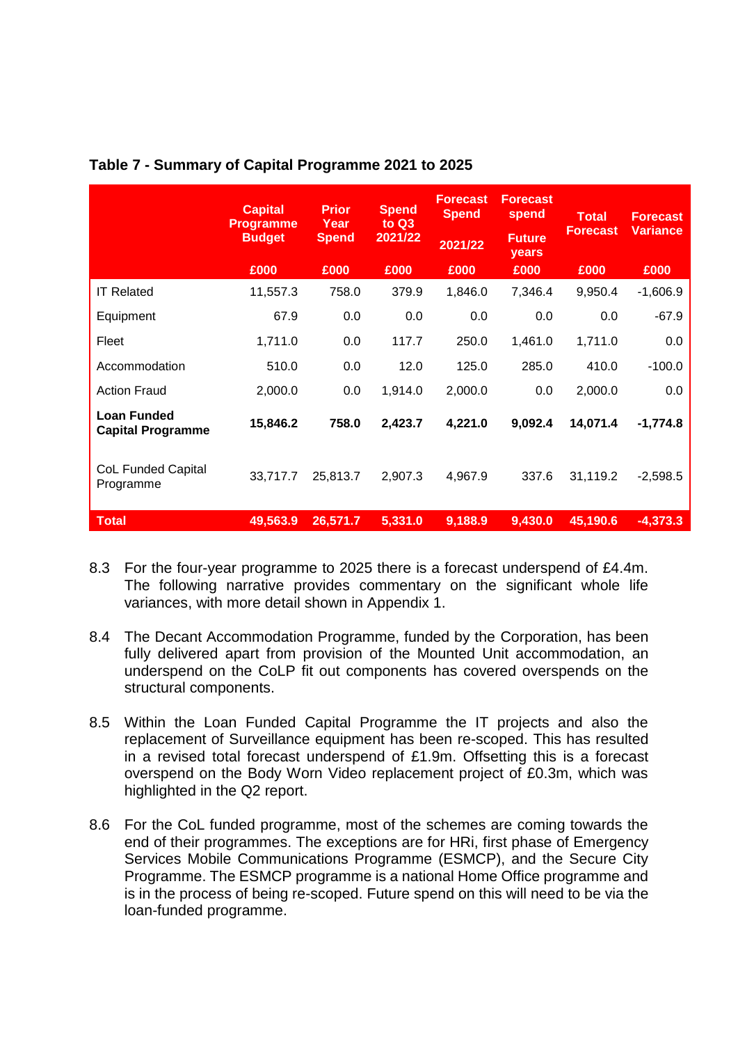**Table 7 - Summary of Capital Programme 2021 to 2025**

| | Capital Programme Budget | Prior Year Spend | Spend to Q3 2021/22 | Forecast Spend 2021/22 | Forecast spend Future years | Total Forecast | Forecast Variance |
|---|---|---|---|---|---|---|---|
| | £000 | £000 | £000 | £000 | £000 | £000 | £000 |
| IT Related | 11,557.3 | 758.0 | 379.9 | 1,846.0 | 7,346.4 | 9,950.4 | -1,606.9 |
| Equipment | 67.9 | 0.0 | 0.0 | 0.0 | 0.0 | 0.0 | -67.9 |
| Fleet | 1,711.0 | 0.0 | 117.7 | 250.0 | 1,461.0 | 1,711.0 | 0.0 |
| Accommodation | 510.0 | 0.0 | 12.0 | 125.0 | 285.0 | 410.0 | -100.0 |
| Action Fraud | 2,000.0 | 0.0 | 1,914.0 | 2,000.0 | 0.0 | 2,000.0 | 0.0 |
| **Loan Funded Capital Programme** | **15,846.2** | **758.0** | **2,423.7** | **4,221.0** | **9,092.4** | **14,071.4** | **-1,774.8** |
| CoL Funded Capital Programme | 33,717.7 | 25,813.7 | 2,907.3 | 4,967.9 | 337.6 | 31,119.2 | -2,598.5 |
| **Total** | **49,563.9** | **26,571.7** | **5,331.0** | **9,188.9** | **9,430.0** | **45,190.6** | **-4,373.3** |

8.3 For the four-year programme to 2025 there is a forecast underspend of £4.4m. The following narrative provides commentary on the significant whole life variances, with more detail shown in Appendix 1.

8.4 The Decant Accommodation Programme, funded by the Corporation, has been fully delivered apart from provision of the Mounted Unit accommodation, an underspend on the CoLP fit out components has covered overspends on the structural components.

8.5 Within the Loan Funded Capital Programme the IT projects and also the replacement of Surveillance equipment has been re-scoped. This has resulted in a revised total forecast underspend of £1.9m. Offsetting this is a forecast overspend on the Body Worn Video replacement project of £0.3m, which was highlighted in the Q2 report.

8.6 For the CoL funded programme, most of the schemes are coming towards the end of their programmes. The exceptions are for HRi, first phase of Emergency Services Mobile Communications Programme (ESMCP), and the Secure City Programme. The ESMCP programme is a national Home Office programme and is in the process of being re-scoped. Future spend on this will need to be via the loan-funded programme.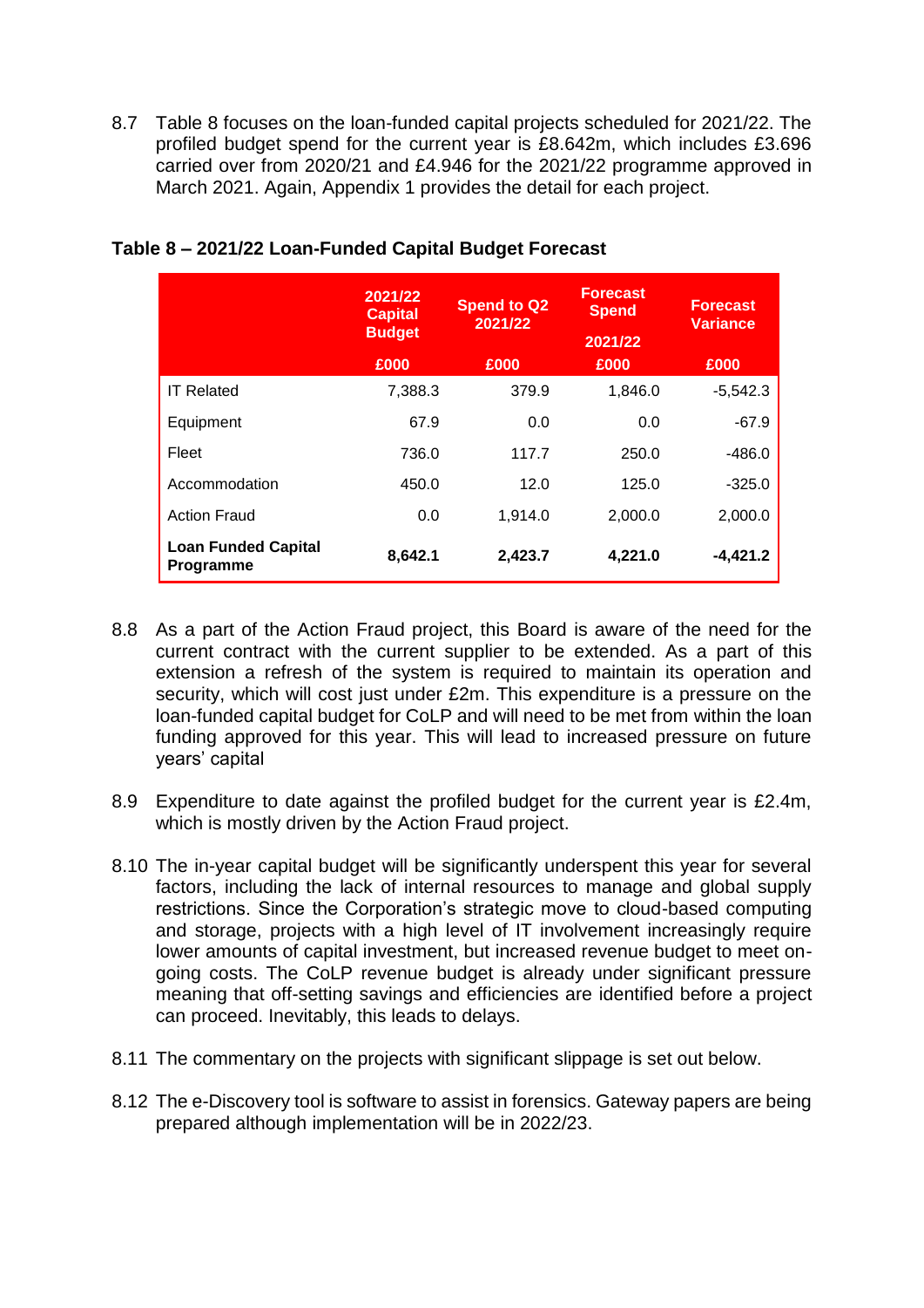8.7 Table 8 focuses on the loan-funded capital projects scheduled for 2021/22. The profiled budget spend for the current year is £8.642m, which includes £3.696 carried over from 2020/21 and £4.946 for the 2021/22 programme approved in March 2021. Again, Appendix 1 provides the detail for each project.

**Table 8 – 2021/22 Loan-Funded Capital Budget Forecast**

| | 2021/22 Capital Budget £000 | Spend to Q2 2021/22 £000 | Forecast Spend 2021/22 £000 | Forecast Variance £000 |
|---|---|---|---|---|
| IT Related | 7,388.3 | 379.9 | 1,846.0 | -5,542.3 |
| Equipment | 67.9 | 0.0 | 0.0 | -67.9 |
| Fleet | 736.0 | 117.7 | 250.0 | -486.0 |
| Accommodation | 450.0 | 12.0 | 125.0 | -325.0 |
| Action Fraud | 0.0 | 1,914.0 | 2,000.0 | 2,000.0 |
| **Loan Funded Capital Programme** | **8,642.1** | **2,423.7** | **4,221.0** | **-4,421.2** |

8.8 As a part of the Action Fraud project, this Board is aware of the need for the current contract with the current supplier to be extended. As a part of this extension a refresh of the system is required to maintain its operation and security, which will cost just under £2m. This expenditure is a pressure on the loan-funded capital budget for CoLP and will need to be met from within the loan funding approved for this year. This will lead to increased pressure on future years' capital

8.9 Expenditure to date against the profiled budget for the current year is £2.4m, which is mostly driven by the Action Fraud project.

8.10 The in-year capital budget will be significantly underspent this year for several factors, including the lack of internal resources to manage and global supply restrictions. Since the Corporation's strategic move to cloud-based computing and storage, projects with a high level of IT involvement increasingly require lower amounts of capital investment, but increased revenue budget to meet on-going costs. The CoLP revenue budget is already under significant pressure meaning that off-setting savings and efficiencies are identified before a project can proceed. Inevitably, this leads to delays.

8.11 The commentary on the projects with significant slippage is set out below.

8.12 The e-Discovery tool is software to assist in forensics. Gateway papers are being prepared although implementation will be in 2022/23.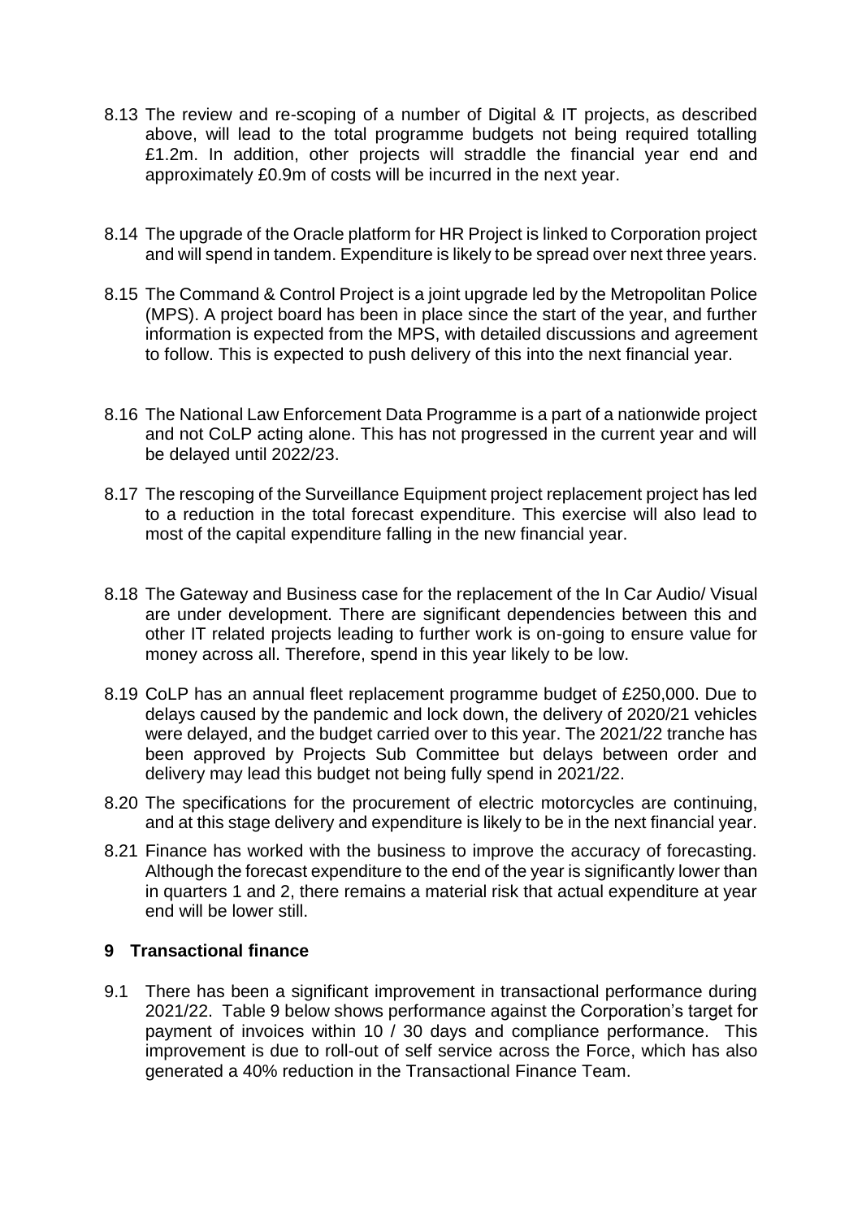8.13 The review and re-scoping of a number of Digital & IT projects, as described above, will lead to the total programme budgets not being required totalling £1.2m. In addition, other projects will straddle the financial year end and approximately £0.9m of costs will be incurred in the next year.

8.14 The upgrade of the Oracle platform for HR Project is linked to Corporation project and will spend in tandem. Expenditure is likely to be spread over next three years.

8.15 The Command & Control Project is a joint upgrade led by the Metropolitan Police (MPS). A project board has been in place since the start of the year, and further information is expected from the MPS, with detailed discussions and agreement to follow. This is expected to push delivery of this into the next financial year.

8.16 The National Law Enforcement Data Programme is a part of a nationwide project and not CoLP acting alone. This has not progressed in the current year and will be delayed until 2022/23.

8.17 The rescoping of the Surveillance Equipment project replacement project has led to a reduction in the total forecast expenditure. This exercise will also lead to most of the capital expenditure falling in the new financial year.

8.18 The Gateway and Business case for the replacement of the In Car Audio/ Visual are under development. There are significant dependencies between this and other IT related projects leading to further work is on-going to ensure value for money across all. Therefore, spend in this year likely to be low.

8.19 CoLP has an annual fleet replacement programme budget of £250,000. Due to delays caused by the pandemic and lock down, the delivery of 2020/21 vehicles were delayed, and the budget carried over to this year. The 2021/22 tranche has been approved by Projects Sub Committee but delays between order and delivery may lead this budget not being fully spend in 2021/22.

8.20 The specifications for the procurement of electric motorcycles are continuing, and at this stage delivery and expenditure is likely to be in the next financial year.

8.21 Finance has worked with the business to improve the accuracy of forecasting. Although the forecast expenditure to the end of the year is significantly lower than in quarters 1 and 2, there remains a material risk that actual expenditure at year end will be lower still.

## 9 Transactional finance

9.1 There has been a significant improvement in transactional performance during 2021/22. Table 9 below shows performance against the Corporation's target for payment of invoices within 10 / 30 days and compliance performance. This improvement is due to roll-out of self service across the Force, which has also generated a 40% reduction in the Transactional Finance Team.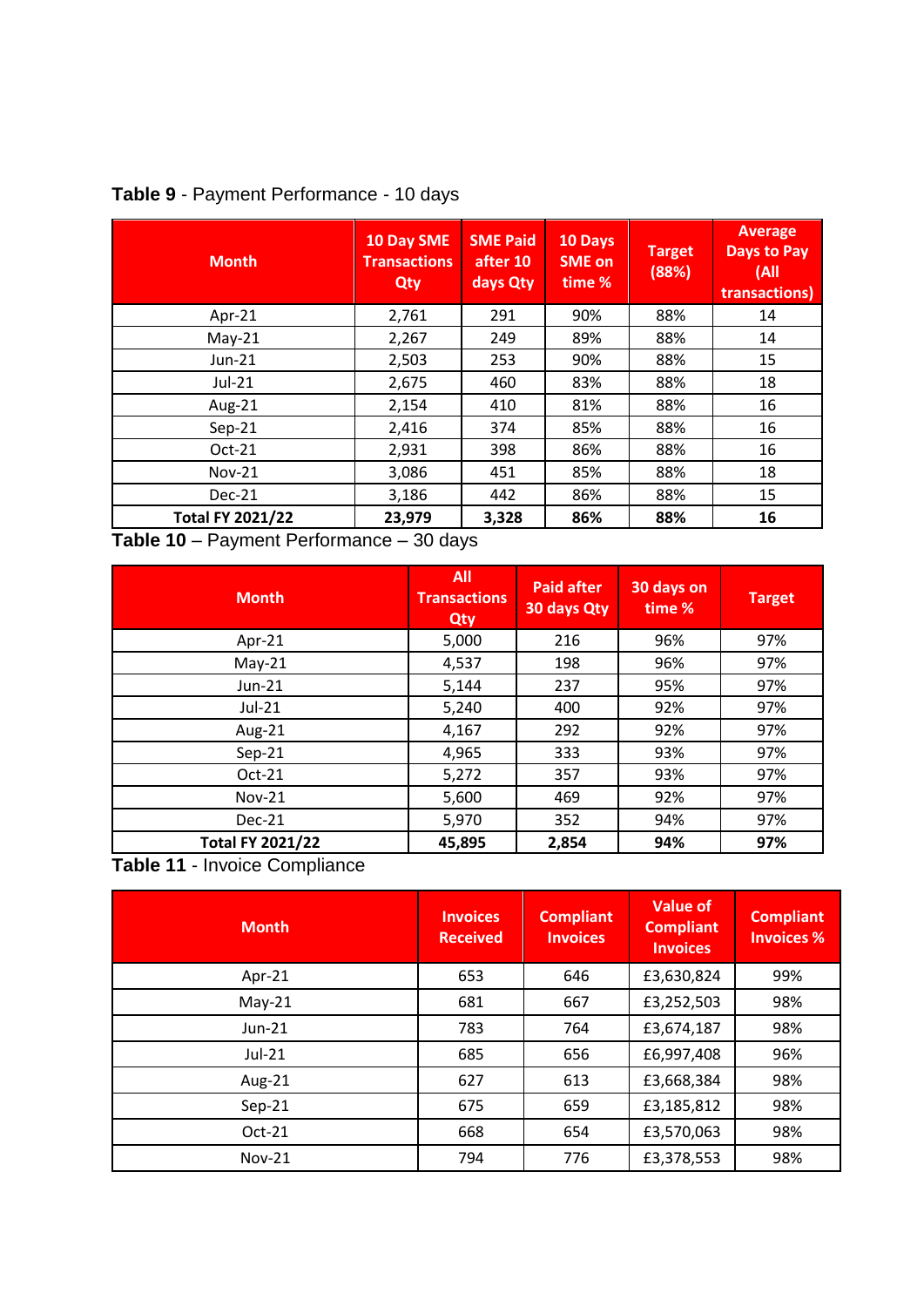**Table 9** - Payment Performance - 10 days

| Month | 10 Day SME Transactions Qty | SME Paid after 10 days Qty | 10 Days SME on time % | Target (88%) | Average Days to Pay (All transactions) |
|---|---|---|---|---|---|
| Apr-21 | 2,761 | 291 | 90% | 88% | 14 |
| May-21 | 2,267 | 249 | 89% | 88% | 14 |
| Jun-21 | 2,503 | 253 | 90% | 88% | 15 |
| Jul-21 | 2,675 | 460 | 83% | 88% | 18 |
| Aug-21 | 2,154 | 410 | 81% | 88% | 16 |
| Sep-21 | 2,416 | 374 | 85% | 88% | 16 |
| Oct-21 | 2,931 | 398 | 86% | 88% | 16 |
| Nov-21 | 3,086 | 451 | 85% | 88% | 18 |
| Dec-21 | 3,186 | 442 | 86% | 88% | 15 |
| **Total FY 2021/22** | **23,979** | **3,328** | **86%** | **88%** | **16** |

**Table 10** – Payment Performance – 30 days

| Month | All Transactions Qty | Paid after 30 days Qty | 30 days on time % | Target |
|---|---|---|---|---|
| Apr-21 | 5,000 | 216 | 96% | 97% |
| May-21 | 4,537 | 198 | 96% | 97% |
| Jun-21 | 5,144 | 237 | 95% | 97% |
| Jul-21 | 5,240 | 400 | 92% | 97% |
| Aug-21 | 4,167 | 292 | 92% | 97% |
| Sep-21 | 4,965 | 333 | 93% | 97% |
| Oct-21 | 5,272 | 357 | 93% | 97% |
| Nov-21 | 5,600 | 469 | 92% | 97% |
| Dec-21 | 5,970 | 352 | 94% | 97% |
| **Total FY 2021/22** | **45,895** | **2,854** | **94%** | **97%** |

**Table 11** - Invoice Compliance

| Month | Invoices Received | Compliant Invoices | Value of Compliant Invoices | Compliant Invoices % |
|---|---|---|---|---|
| Apr-21 | 653 | 646 | £3,630,824 | 99% |
| May-21 | 681 | 667 | £3,252,503 | 98% |
| Jun-21 | 783 | 764 | £3,674,187 | 98% |
| Jul-21 | 685 | 656 | £6,997,408 | 96% |
| Aug-21 | 627 | 613 | £3,668,384 | 98% |
| Sep-21 | 675 | 659 | £3,185,812 | 98% |
| Oct-21 | 668 | 654 | £3,570,063 | 98% |
| Nov-21 | 794 | 776 | £3,378,553 | 98% |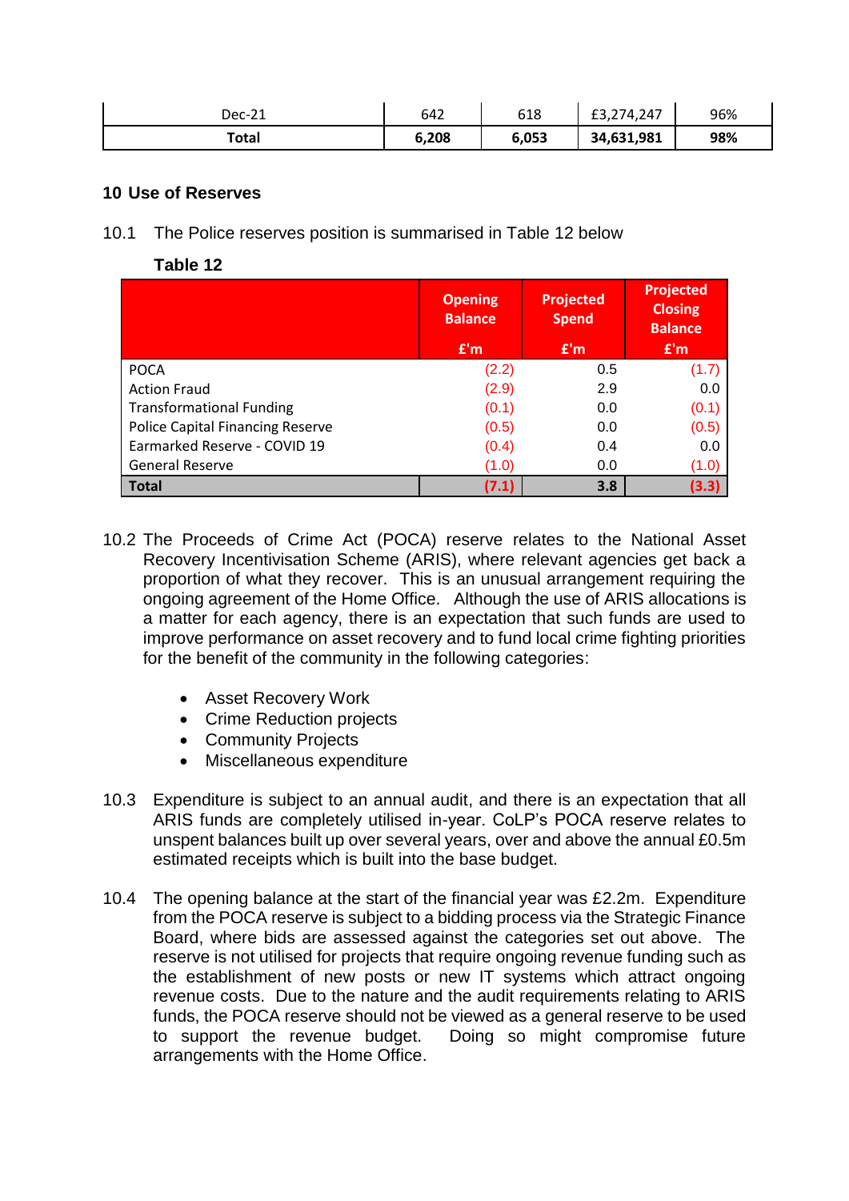| Dec-21 | 642 | 618 | £3,274,247 | 96% |
|---|---|---|---|---|
| **Total** | **6,208** | **6,053** | **34,631,981** | **98%** |

## 10 Use of Reserves

10.1 The Police reserves position is summarised in Table 12 below

**Table 12**

| | Opening Balance £'m | Projected Spend £'m | Projected Closing Balance £'m |
|---|---|---|---|
| POCA | (2.2) | 0.5 | (1.7) |
| Action Fraud | (2.9) | 2.9 | 0.0 |
| Transformational Funding | (0.1) | 0.0 | (0.1) |
| Police Capital Financing Reserve | (0.5) | 0.0 | (0.5) |
| Earmarked Reserve - COVID 19 | (0.4) | 0.4 | 0.0 |
| General Reserve | (1.0) | 0.0 | (1.0) |
| **Total** | **(7.1)** | **3.8** | **(3.3)** |

10.2 The Proceeds of Crime Act (POCA) reserve relates to the National Asset Recovery Incentivisation Scheme (ARIS), where relevant agencies get back a proportion of what they recover. This is an unusual arrangement requiring the ongoing agreement of the Home Office. Although the use of ARIS allocations is a matter for each agency, there is an expectation that such funds are used to improve performance on asset recovery and to fund local crime fighting priorities for the benefit of the community in the following categories:

- Asset Recovery Work
- Crime Reduction projects
- Community Projects
- Miscellaneous expenditure

10.3 Expenditure is subject to an annual audit, and there is an expectation that all ARIS funds are completely utilised in-year. CoLP's POCA reserve relates to unspent balances built up over several years, over and above the annual £0.5m estimated receipts which is built into the base budget.

10.4 The opening balance at the start of the financial year was £2.2m. Expenditure from the POCA reserve is subject to a bidding process via the Strategic Finance Board, where bids are assessed against the categories set out above. The reserve is not utilised for projects that require ongoing revenue funding such as the establishment of new posts or new IT systems which attract ongoing revenue costs. Due to the nature and the audit requirements relating to ARIS funds, the POCA reserve should not be viewed as a general reserve to be used to support the revenue budget. Doing so might compromise future arrangements with the Home Office.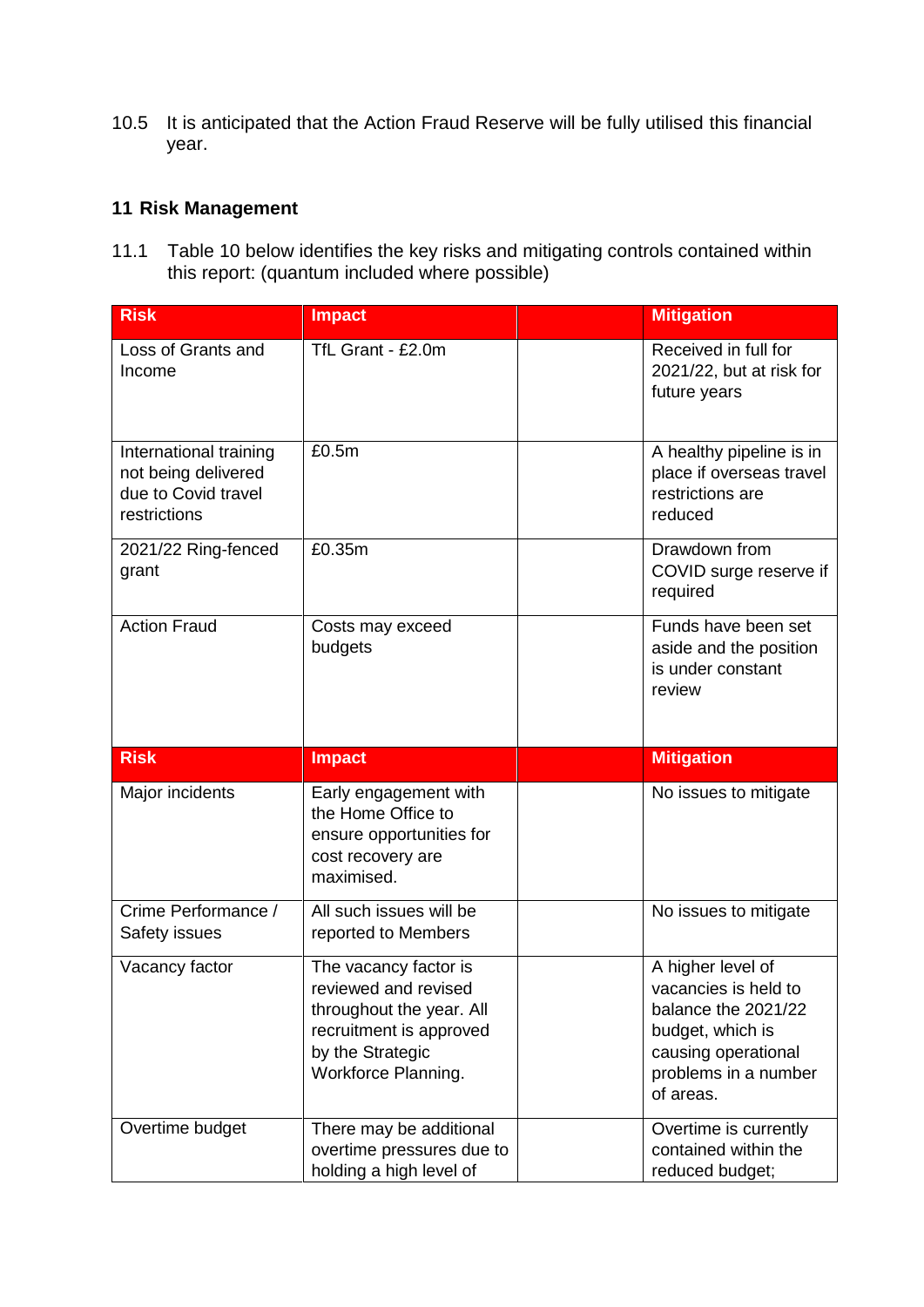10.5 It is anticipated that the Action Fraud Reserve will be fully utilised this financial year.

## 11 Risk Management

11.1 Table 10 below identifies the key risks and mitigating controls contained within this report: (quantum included where possible)

| Risk | Impact | | Mitigation |
|---|---|---|---|
| Loss of Grants and Income | TfL Grant - £2.0m | | Received in full for 2021/22, but at risk for future years |
| International training not being delivered due to Covid travel restrictions | £0.5m | | A healthy pipeline is in place if overseas travel restrictions are reduced |
| 2021/22 Ring-fenced grant | £0.35m | | Drawdown from COVID surge reserve if required |
| Action Fraud | Costs may exceed budgets | | Funds have been set aside and the position is under constant review |
| **Risk** | **Impact** | | **Mitigation** |
| Major incidents | Early engagement with the Home Office to ensure opportunities for cost recovery are maximised. | | No issues to mitigate |
| Crime Performance / Safety issues | All such issues will be reported to Members | | No issues to mitigate |
| Vacancy factor | The vacancy factor is reviewed and revised throughout the year. All recruitment is approved by the Strategic Workforce Planning. | | A higher level of vacancies is held to balance the 2021/22 budget, which is causing operational problems in a number of areas. |
| Overtime budget | There may be additional overtime pressures due to holding a high level of | | Overtime is currently contained within the reduced budget; |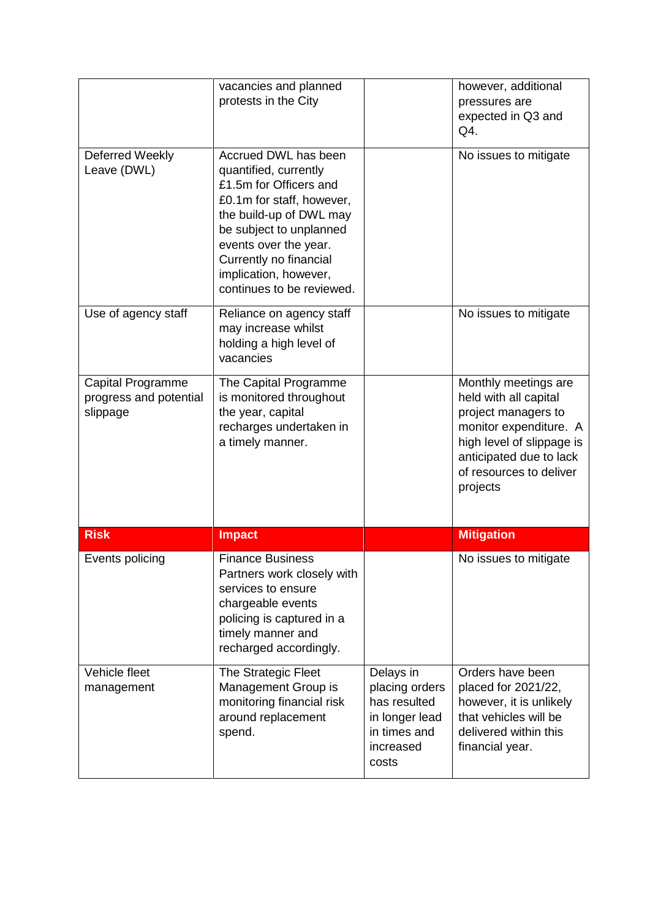|  | vacancies and planned protests in the City |  | however, additional pressures are expected in Q3 and Q4. |
|---|---|---|---|
| Deferred Weekly Leave (DWL) | Accrued DWL has been quantified, currently £1.5m for Officers and £0.1m for staff, however, the build-up of DWL may be subject to unplanned events over the year. Currently no financial implication, however, continues to be reviewed. |  | No issues to mitigate |
| Use of agency staff | Reliance on agency staff may increase whilst holding a high level of vacancies |  | No issues to mitigate |
| Capital Programme progress and potential slippage | The Capital Programme is monitored throughout the year, capital recharges undertaken in a timely manner. |  | Monthly meetings are held with all capital project managers to monitor expenditure. A high level of slippage is anticipated due to lack of resources to deliver projects |
| **Risk** | **Impact** |  | **Mitigation** |
| Events policing | Finance Business Partners work closely with services to ensure chargeable events policing is captured in a timely manner and recharged accordingly. |  | No issues to mitigate |
| Vehicle fleet management | The Strategic Fleet Management Group is monitoring financial risk around replacement spend. | Delays in placing orders has resulted in longer lead in times and increased costs | Orders have been placed for 2021/22, however, it is unlikely that vehicles will be delivered within this financial year. |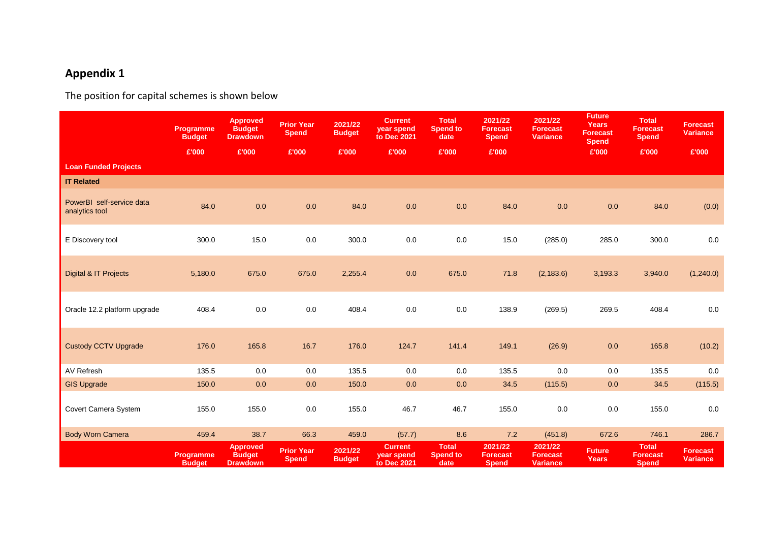## Appendix 1

The position for capital schemes is shown below

| | Programme Budget | Approved Budget Drawdown | Prior Year Spend | 2021/22 Budget | Current year spend to Dec 2021 | Total Spend to date | 2021/22 Forecast Spend | 2021/22 Forecast Variance | Future Years Forecast Spend | Total Forecast Spend | Forecast Variance |
|---|---|---|---|---|---|---|---|---|---|---|---|
| | £'000 | £'000 | £'000 | £'000 | £'000 | £'000 | £'000 | | £'000 | £'000 | £'000 |
| **Loan Funded Projects** | | | | | | | | | | | |
| **IT Related** | | | | | | | | | | | |
| PowerBI self-service data analytics tool | 84.0 | 0.0 | 0.0 | 84.0 | 0.0 | 0.0 | 84.0 | 0.0 | 0.0 | 84.0 | (0.0) |
| E Discovery tool | 300.0 | 15.0 | 0.0 | 300.0 | 0.0 | 0.0 | 15.0 | (285.0) | 285.0 | 300.0 | 0.0 |
| Digital & IT Projects | 5,180.0 | 675.0 | 675.0 | 2,255.4 | 0.0 | 675.0 | 71.8 | (2,183.6) | 3,193.3 | 3,940.0 | (1,240.0) |
| Oracle 12.2 platform upgrade | 408.4 | 0.0 | 0.0 | 408.4 | 0.0 | 0.0 | 138.9 | (269.5) | 269.5 | 408.4 | 0.0 |
| Custody CCTV Upgrade | 176.0 | 165.8 | 16.7 | 176.0 | 124.7 | 141.4 | 149.1 | (26.9) | 0.0 | 165.8 | (10.2) |
| AV Refresh | 135.5 | 0.0 | 0.0 | 135.5 | 0.0 | 0.0 | 135.5 | 0.0 | 0.0 | 135.5 | 0.0 |
| GIS Upgrade | 150.0 | 0.0 | 0.0 | 150.0 | 0.0 | 0.0 | 34.5 | (115.5) | 0.0 | 34.5 | (115.5) |
| Covert Camera System | 155.0 | 155.0 | 0.0 | 155.0 | 46.7 | 46.7 | 155.0 | 0.0 | 0.0 | 155.0 | 0.0 |
| Body Worn Camera | 459.4 | 38.7 | 66.3 | 459.0 | (57.7) | 8.6 | 7.2 | (451.8) | 672.6 | 746.1 | 286.7 |
| | Programme Budget | Approved Budget Drawdown | Prior Year Spend | 2021/22 Budget | Current year spend to Dec 2021 | Total Spend to date | 2021/22 Forecast Spend | 2021/22 Forecast Variance | Future Years | Total Forecast Spend | Forecast Variance |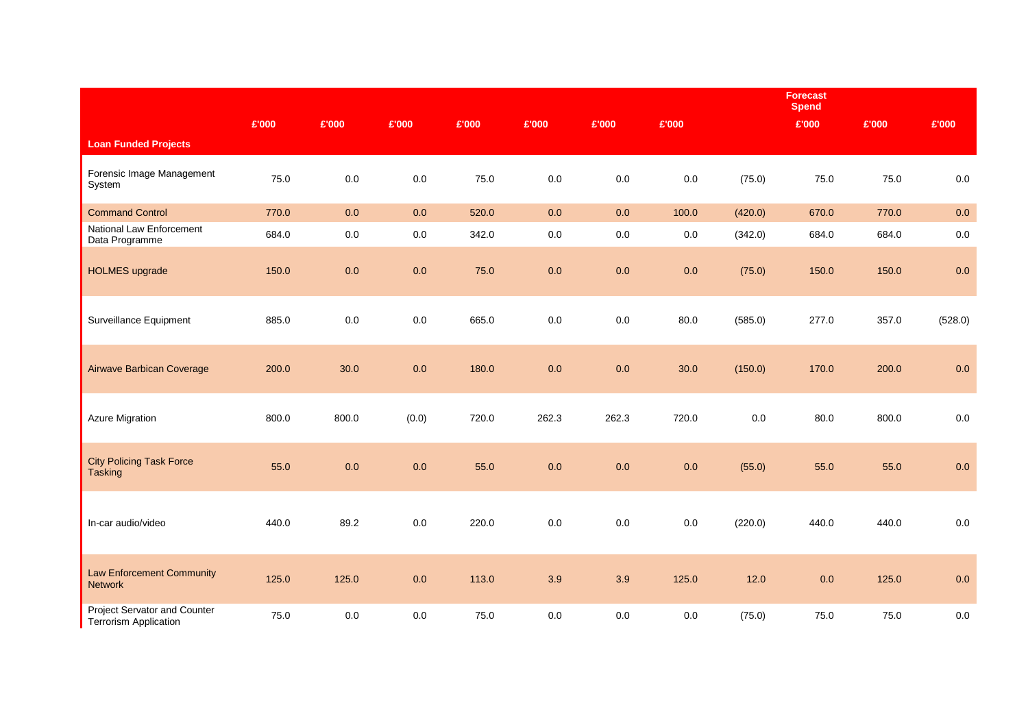| | | | | | | | | | Forecast Spend | | |
|---|---|---|---|---|---|---|---|---|---|---|---|
| | £'000 | £'000 | £'000 | £'000 | £'000 | £'000 | £'000 | | £'000 | £'000 | £'000 |
| **Loan Funded Projects** | | | | | | | | | | | |
| Forensic Image Management System | 75.0 | 0.0 | 0.0 | 75.0 | 0.0 | 0.0 | 0.0 | (75.0) | 75.0 | 75.0 | 0.0 |
| Command Control | 770.0 | 0.0 | 0.0 | 520.0 | 0.0 | 0.0 | 100.0 | (420.0) | 670.0 | 770.0 | 0.0 |
| National Law Enforcement Data Programme | 684.0 | 0.0 | 0.0 | 342.0 | 0.0 | 0.0 | 0.0 | (342.0) | 684.0 | 684.0 | 0.0 |
| HOLMES upgrade | 150.0 | 0.0 | 0.0 | 75.0 | 0.0 | 0.0 | 0.0 | (75.0) | 150.0 | 150.0 | 0.0 |
| Surveillance Equipment | 885.0 | 0.0 | 0.0 | 665.0 | 0.0 | 0.0 | 80.0 | (585.0) | 277.0 | 357.0 | (528.0) |
| Airwave Barbican Coverage | 200.0 | 30.0 | 0.0 | 180.0 | 0.0 | 0.0 | 30.0 | (150.0) | 170.0 | 200.0 | 0.0 |
| Azure Migration | 800.0 | 800.0 | (0.0) | 720.0 | 262.3 | 262.3 | 720.0 | 0.0 | 80.0 | 800.0 | 0.0 |
| City Policing Task Force Tasking | 55.0 | 0.0 | 0.0 | 55.0 | 0.0 | 0.0 | 0.0 | (55.0) | 55.0 | 55.0 | 0.0 |
| In-car audio/video | 440.0 | 89.2 | 0.0 | 220.0 | 0.0 | 0.0 | 0.0 | (220.0) | 440.0 | 440.0 | 0.0 |
| Law Enforcement Community Network | 125.0 | 125.0 | 0.0 | 113.0 | 3.9 | 3.9 | 125.0 | 12.0 | 0.0 | 125.0 | 0.0 |
| Project Servator and Counter Terrorism Application | 75.0 | 0.0 | 0.0 | 75.0 | 0.0 | 0.0 | 0.0 | (75.0) | 75.0 | 75.0 | 0.0 |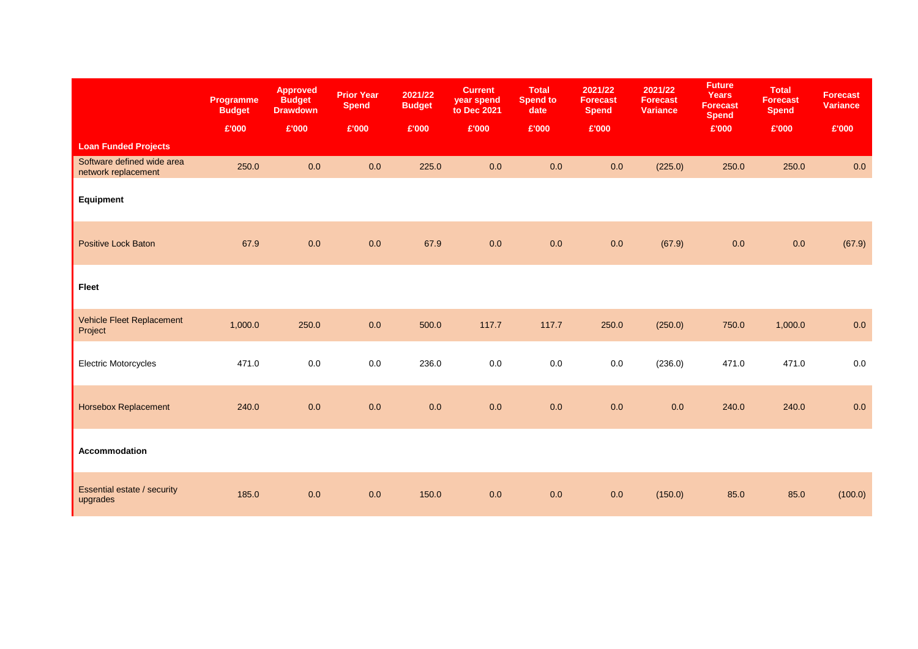| | Programme Budget | Approved Budget Drawdown | Prior Year Spend | 2021/22 Budget | Current year spend to Dec 2021 | Total Spend to date | 2021/22 Forecast Spend | 2021/22 Forecast Variance | Future Years Forecast Spend | Total Forecast Spend | Forecast Variance |
|---|---|---|---|---|---|---|---|---|---|---|---|
| | £'000 | £'000 | £'000 | £'000 | £'000 | £'000 | £'000 | | £'000 | £'000 | £'000 |
| **Loan Funded Projects** | | | | | | | | | | | |
| Software defined wide area network replacement | 250.0 | 0.0 | 0.0 | 225.0 | 0.0 | 0.0 | 0.0 | (225.0) | 250.0 | 250.0 | 0.0 |
| **Equipment** | | | | | | | | | | | |
| Positive Lock Baton | 67.9 | 0.0 | 0.0 | 67.9 | 0.0 | 0.0 | 0.0 | (67.9) | 0.0 | 0.0 | (67.9) |
| **Fleet** | | | | | | | | | | | |
| Vehicle Fleet Replacement Project | 1,000.0 | 250.0 | 0.0 | 500.0 | 117.7 | 117.7 | 250.0 | (250.0) | 750.0 | 1,000.0 | 0.0 |
| Electric Motorcycles | 471.0 | 0.0 | 0.0 | 236.0 | 0.0 | 0.0 | 0.0 | (236.0) | 471.0 | 471.0 | 0.0 |
| Horsebox Replacement | 240.0 | 0.0 | 0.0 | 0.0 | 0.0 | 0.0 | 0.0 | 0.0 | 240.0 | 240.0 | 0.0 |
| **Accommodation** | | | | | | | | | | | |
| Essential estate / security upgrades | 185.0 | 0.0 | 0.0 | 150.0 | 0.0 | 0.0 | 0.0 | (150.0) | 85.0 | 85.0 | (100.0) |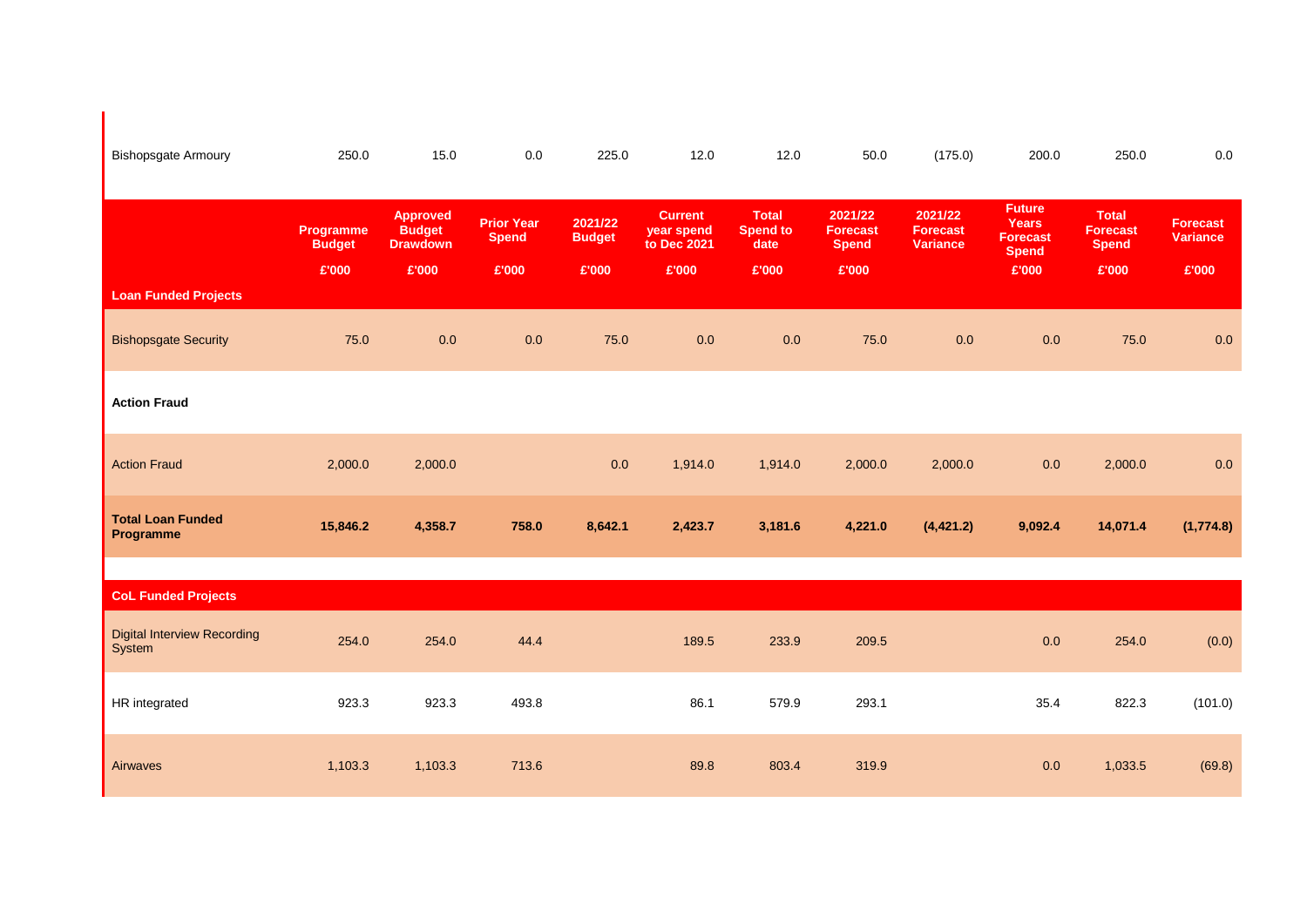| | Programme Budget | Approved Budget Drawdown | Prior Year Spend | 2021/22 Budget | Current year spend to Dec 2021 | Total Spend to date | 2021/22 Forecast Spend | 2021/22 Forecast Variance | Future Years Forecast Spend | Total Forecast Spend | Forecast Variance |
|---|---|---|---|---|---|---|---|---|---|---|---|
| Bishopsgate Armoury | 250.0 | 15.0 | 0.0 | 225.0 | 12.0 | 12.0 | 50.0 | (175.0) | 200.0 | 250.0 | 0.0 |
| | £'000 | £'000 | £'000 | £'000 | £'000 | £'000 | £'000 | | £'000 | £'000 | £'000 |
| **Loan Funded Projects** | | | | | | | | | | | |
| Bishopsgate Security | 75.0 | 0.0 | 0.0 | 75.0 | 0.0 | 0.0 | 75.0 | 0.0 | 0.0 | 75.0 | 0.0 |
| **Action Fraud** | | | | | | | | | | | |
| Action Fraud | 2,000.0 | 2,000.0 | | 0.0 | 1,914.0 | 1,914.0 | 2,000.0 | 2,000.0 | 0.0 | 2,000.0 | 0.0 |
| **Total Loan Funded Programme** | **15,846.2** | **4,358.7** | **758.0** | **8,642.1** | **2,423.7** | **3,181.6** | **4,221.0** | **(4,421.2)** | **9,092.4** | **14,071.4** | **(1,774.8)** |
| **CoL Funded Projects** | | | | | | | | | | | |
| Digital Interview Recording System | 254.0 | 254.0 | 44.4 | | 189.5 | 233.9 | 209.5 | | 0.0 | 254.0 | (0.0) |
| HR integrated | 923.3 | 923.3 | 493.8 | | 86.1 | 579.9 | 293.1 | | 35.4 | 822.3 | (101.0) |
| Airwaves | 1,103.3 | 1,103.3 | 713.6 | | 89.8 | 803.4 | 319.9 | | 0.0 | 1,033.5 | (69.8) |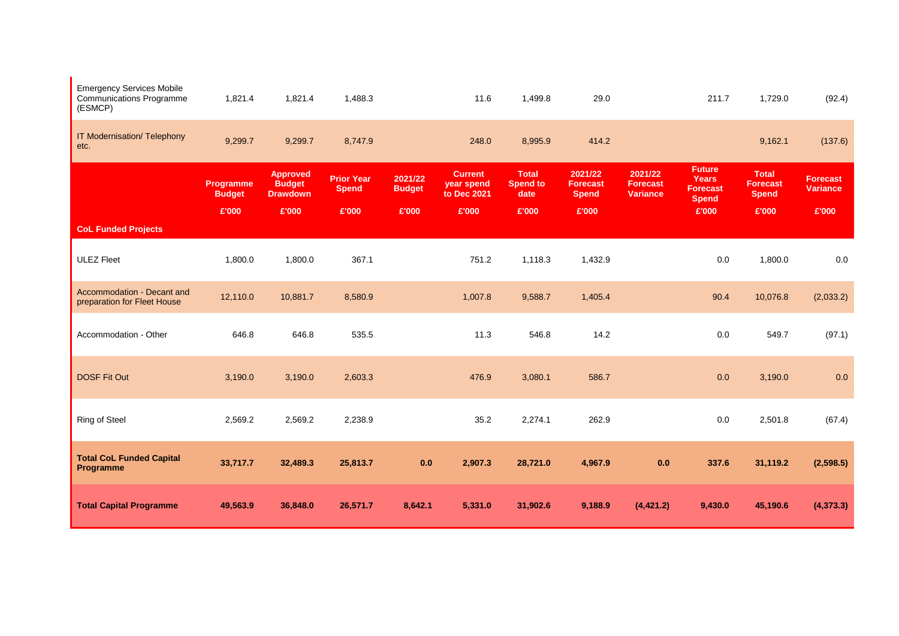| | | | | | | | | | | | |
|---|---|---|---|---|---|---|---|---|---|---|---|
| Emergency Services Mobile Communications Programme (ESMCP) | 1,821.4 | 1,821.4 | 1,488.3 | | 11.6 | 1,499.8 | 29.0 | | 211.7 | 1,729.0 | (92.4) |
| IT Modernisation/ Telephony etc. | 9,299.7 | 9,299.7 | 8,747.9 | | 248.0 | 8,995.9 | 414.2 | | | 9,162.1 | (137.6) |
| **CoL Funded Projects** | **Programme Budget £'000** | **Approved Budget Drawdown £'000** | **Prior Year Spend £'000** | **2021/22 Budget £'000** | **Current year spend to Dec 2021 £'000** | **Total Spend to date £'000** | **2021/22 Forecast Spend £'000** | **2021/22 Forecast Variance** | **Future Years Forecast Spend £'000** | **Total Forecast Spend £'000** | **Forecast Variance £'000** |
| ULEZ Fleet | 1,800.0 | 1,800.0 | 367.1 | | 751.2 | 1,118.3 | 1,432.9 | | 0.0 | 1,800.0 | 0.0 |
| Accommodation - Decant and preparation for Fleet House | 12,110.0 | 10,881.7 | 8,580.9 | | 1,007.8 | 9,588.7 | 1,405.4 | | 90.4 | 10,076.8 | (2,033.2) |
| Accommodation - Other | 646.8 | 646.8 | 535.5 | | 11.3 | 546.8 | 14.2 | | 0.0 | 549.7 | (97.1) |
| DOSF Fit Out | 3,190.0 | 3,190.0 | 2,603.3 | | 476.9 | 3,080.1 | 586.7 | | 0.0 | 3,190.0 | 0.0 |
| Ring of Steel | 2,569.2 | 2,569.2 | 2,238.9 | | 35.2 | 2,274.1 | 262.9 | | 0.0 | 2,501.8 | (67.4) |
| **Total CoL Funded Capital Programme** | **33,717.7** | **32,489.3** | **25,813.7** | **0.0** | **2,907.3** | **28,721.0** | **4,967.9** | **0.0** | **337.6** | **31,119.2** | **(2,598.5)** |
| **Total Capital Programme** | **49,563.9** | **36,848.0** | **26,571.7** | **8,642.1** | **5,331.0** | **31,902.6** | **9,188.9** | **(4,421.2)** | **9,430.0** | **45,190.6** | **(4,373.3)** |